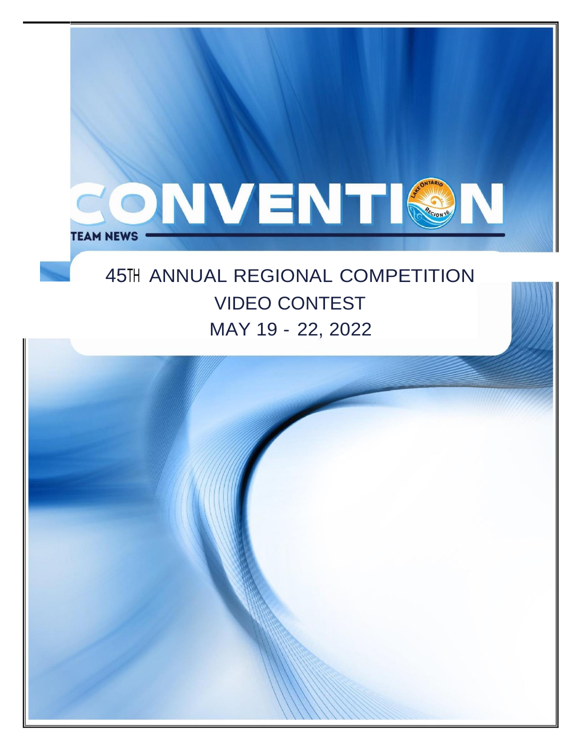# CONVENTION

TEAM NEWS

## 45TH ANNUAL REGIONAL COMPETITION

## VIDEO CONTEST

## MAY 19 - 22, 2022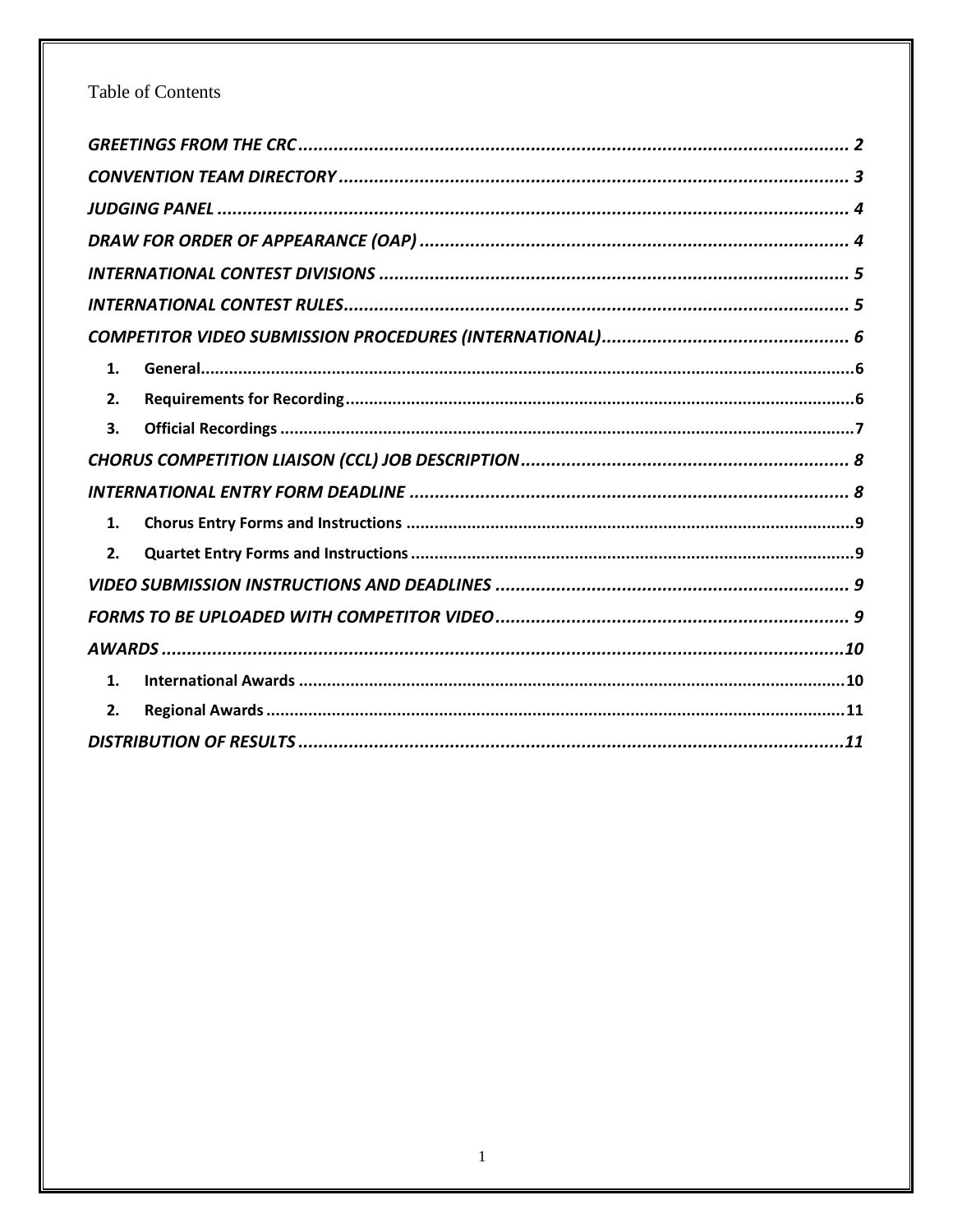# Table of Contents

*GREETINGS FROM THE CRC* ........ 2

*CONVENTION TEAM DIRECTORY* ........ 3

*JUDGING PANEL* ........ 4

*DRAW FOR ORDER OF APPEARANCE (OAP)* ........ 4

*INTERNATIONAL CONTEST DIVISIONS* ........ 5

*INTERNATIONAL CONTEST RULES* ........ 5

*COMPETITOR VIDEO SUBMISSION PROCEDURES (INTERNATIONAL)* ........ 6

1. **General** ........ 6
2. **Requirements for Recording** ........ 6
3. **Official Recordings** ........ 7

*CHORUS COMPETITION LIAISON (CCL) JOB DESCRIPTION* ........ 8

*INTERNATIONAL ENTRY FORM DEADLINE* ........ 8

1. **Chorus Entry Forms and Instructions** ........ 9
2. **Quartet Entry Forms and Instructions** ........ 9

*VIDEO SUBMISSION INSTRUCTIONS AND DEADLINES* ........ 9

*FORMS TO BE UPLOADED WITH COMPETITOR VIDEO* ........ 9

*AWARDS* ........ 10

1. **International Awards** ........ 10
2. **Regional Awards** ........ 11

*DISTRIBUTION OF RESULTS* ........ 11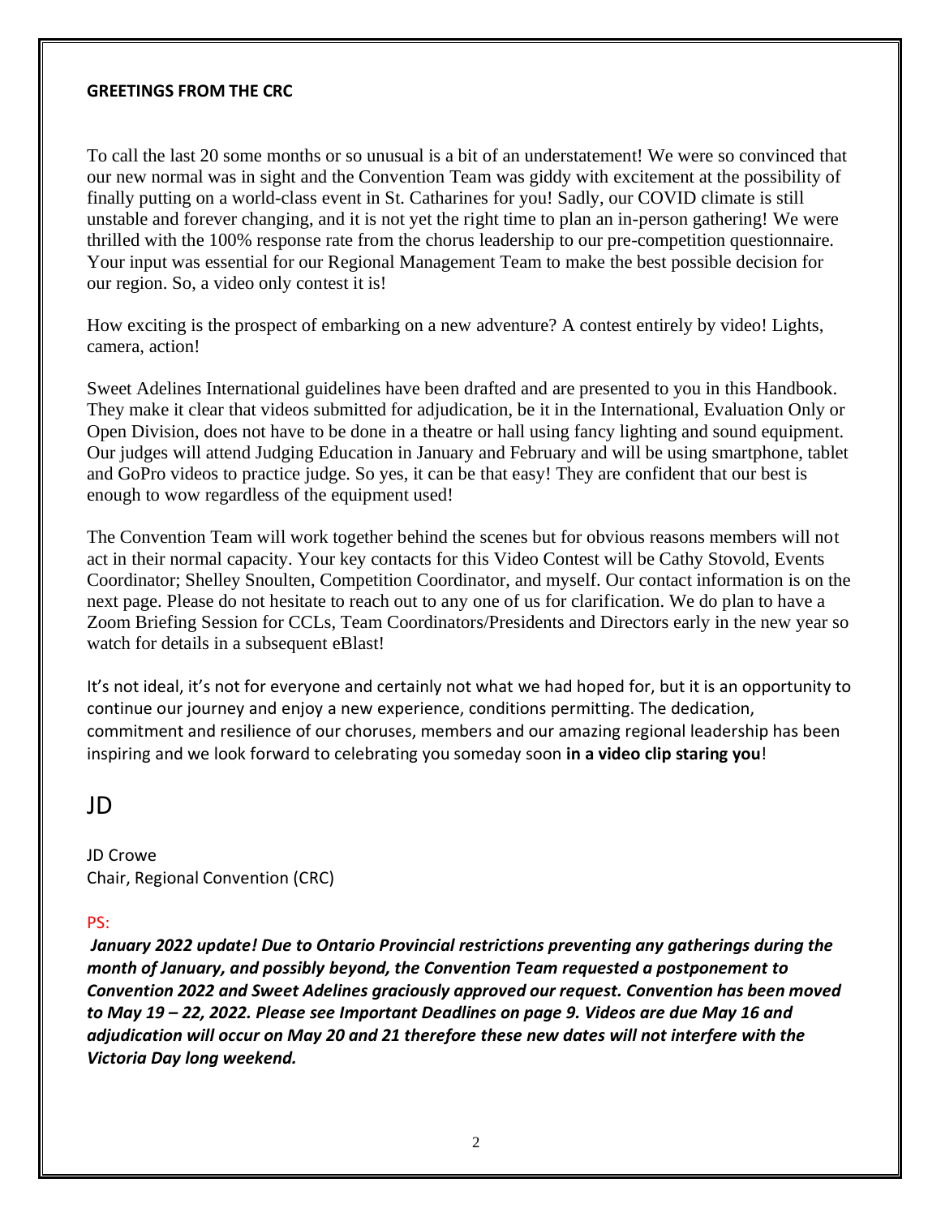## GREETINGS FROM THE CRC

To call the last 20 some months or so unusual is a bit of an understatement! We were so convinced that our new normal was in sight and the Convention Team was giddy with excitement at the possibility of finally putting on a world-class event in St. Catharines for you! Sadly, our COVID climate is still unstable and forever changing, and it is not yet the right time to plan an in-person gathering! We were thrilled with the 100% response rate from the chorus leadership to our pre-competition questionnaire. Your input was essential for our Regional Management Team to make the best possible decision for our region. So, a video only contest it is!

How exciting is the prospect of embarking on a new adventure? A contest entirely by video! Lights, camera, action!

Sweet Adelines International guidelines have been drafted and are presented to you in this Handbook. They make it clear that videos submitted for adjudication, be it in the International, Evaluation Only or Open Division, does not have to be done in a theatre or hall using fancy lighting and sound equipment. Our judges will attend Judging Education in January and February and will be using smartphone, tablet and GoPro videos to practice judge. So yes, it can be that easy! They are confident that our best is enough to wow regardless of the equipment used!

The Convention Team will work together behind the scenes but for obvious reasons members will not act in their normal capacity. Your key contacts for this Video Contest will be Cathy Stovold, Events Coordinator; Shelley Snoulten, Competition Coordinator, and myself. Our contact information is on the next page. Please do not hesitate to reach out to any one of us for clarification. We do plan to have a Zoom Briefing Session for CCLs, Team Coordinators/Presidents and Directors early in the new year so watch for details in a subsequent eBlast!

It's not ideal, it's not for everyone and certainly not what we had hoped for, but it is an opportunity to continue our journey and enjoy a new experience, conditions permitting. The dedication, commitment and resilience of our choruses, members and our amazing regional leadership has been inspiring and we look forward to celebrating you someday soon **in a video clip staring you**!

JD

JD Crowe
Chair, Regional Convention (CRC)

PS:

***January 2022 update! Due to Ontario Provincial restrictions preventing any gatherings during the month of January, and possibly beyond, the Convention Team requested a postponement to Convention 2022 and Sweet Adelines graciously approved our request. Convention has been moved to May 19 – 22, 2022. Please see Important Deadlines on page 9. Videos are due May 16 and adjudication will occur on May 20 and 21 therefore these new dates will not interfere with the Victoria Day long weekend.***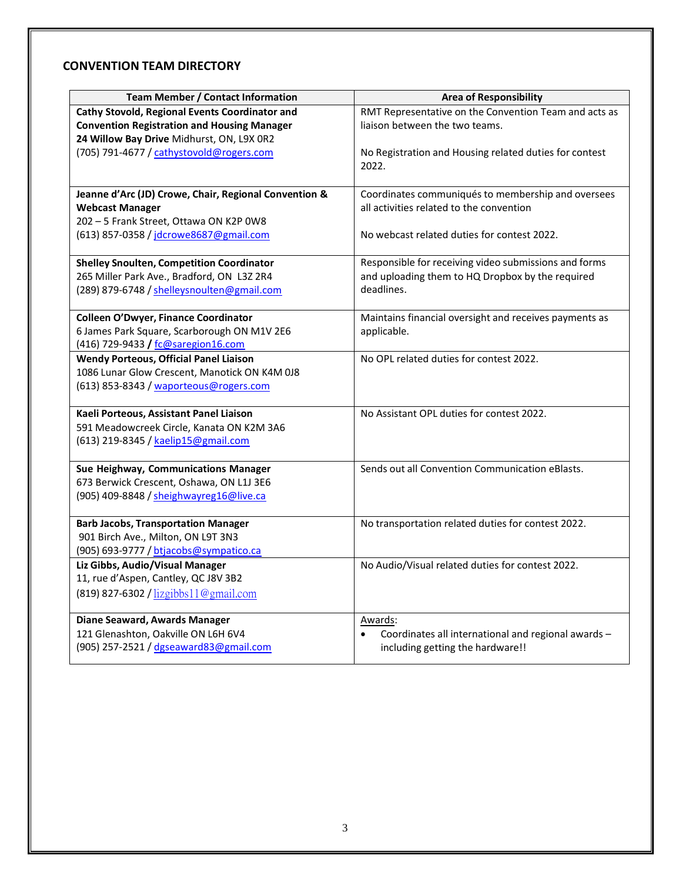## CONVENTION TEAM DIRECTORY

| Team Member / Contact Information | Area of Responsibility |
|---|---|
| **Cathy Stovold, Regional Events Coordinator and Convention Registration and Housing Manager**<br>**24 Willow Bay Drive** Midhurst, ON, L9X 0R2<br>(705) 791-4677 / cathystovold@rogers.com | RMT Representative on the Convention Team and acts as liaison between the two teams.<br><br>No Registration and Housing related duties for contest 2022. |
| **Jeanne d'Arc (JD) Crowe, Chair, Regional Convention & Webcast Manager**<br>202 – 5 Frank Street, Ottawa ON K2P 0W8<br>(613) 857-0358 / jdcrowe8687@gmail.com | Coordinates communiqués to membership and oversees all activities related to the convention<br><br>No webcast related duties for contest 2022. |
| **Shelley Snoulten, Competition Coordinator**<br>265 Miller Park Ave., Bradford, ON L3Z 2R4<br>(289) 879-6748 / shelleysnoulten@gmail.com | Responsible for receiving video submissions and forms and uploading them to HQ Dropbox by the required deadlines. |
| **Colleen O'Dwyer, Finance Coordinator**<br>6 James Park Square, Scarborough ON M1V 2E6<br>(416) 729-9433 **/** fc@saregion16.com | Maintains financial oversight and receives payments as applicable. |
| **Wendy Porteous, Official Panel Liaison**<br>1086 Lunar Glow Crescent, Manotick ON K4M 0J8<br>(613) 853-8343 / waporteous@rogers.com | No OPL related duties for contest 2022. |
| **Kaeli Porteous, Assistant Panel Liaison**<br>591 Meadowcreek Circle, Kanata ON K2M 3A6<br>(613) 219-8345 / kaelip15@gmail.com | No Assistant OPL duties for contest 2022. |
| **Sue Heighway, Communications Manager**<br>673 Berwick Crescent, Oshawa, ON L1J 3E6<br>(905) 409-8848 / sheighwayreg16@live.ca | Sends out all Convention Communication eBlasts. |
| **Barb Jacobs, Transportation Manager**<br>901 Birch Ave., Milton, ON L9T 3N3<br>(905) 693-9777 / btjacobs@sympatico.ca | No transportation related duties for contest 2022. |
| **Liz Gibbs, Audio/Visual Manager**<br>11, rue d'Aspen, Cantley, QC J8V 3B2<br>(819) 827-6302 / lizgibbs11@gmail.com | No Audio/Visual related duties for contest 2022. |
| **Diane Seaward, Awards Manager**<br>121 Glenashton, Oakville ON L6H 6V4<br>(905) 257-2521 / dgseaward83@gmail.com | Awards:<br>• Coordinates all international and regional awards – including getting the hardware!! |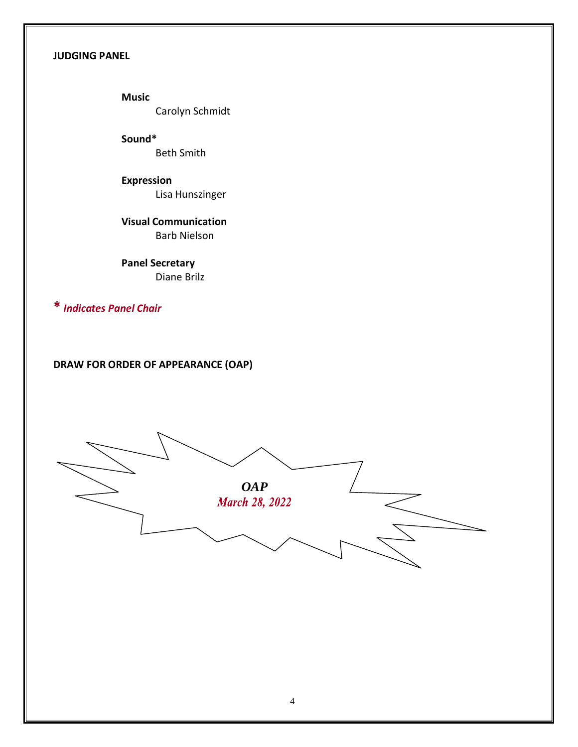## JUDGING PANEL

**Music**
Carolyn Schmidt

**Sound***
Beth Smith

**Expression**
Lisa Hunszinger

**Visual Communication**
Barb Nielson

**Panel Secretary**
Diane Brilz

*** *Indicates Panel Chair***

## DRAW FOR ORDER OF APPEARANCE (OAP)

***OAP***
***March 28, 2022***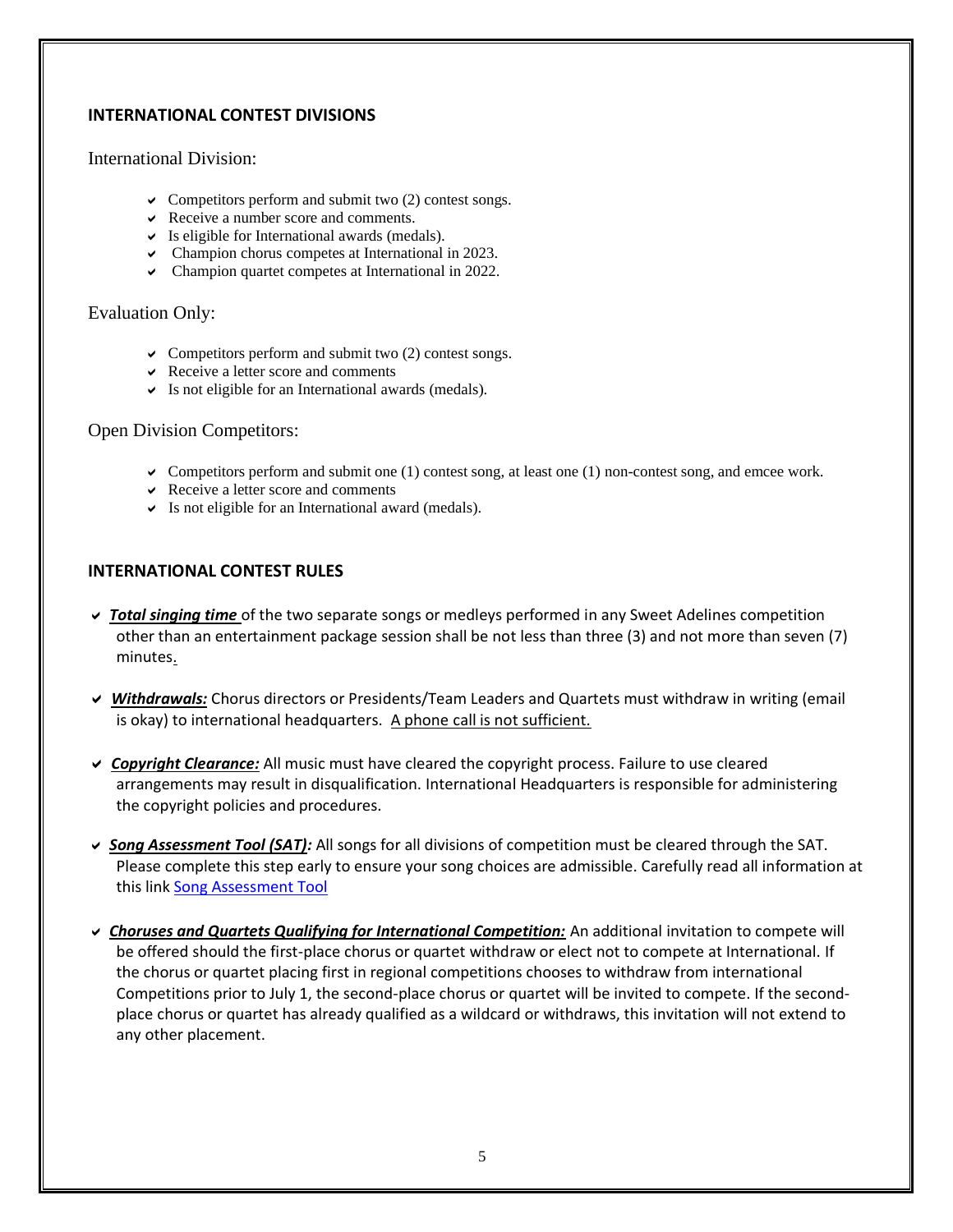## INTERNATIONAL CONTEST DIVISIONS

### International Division:

- Competitors perform and submit two (2) contest songs.
- Receive a number score and comments.
- Is eligible for International awards (medals).
- Champion chorus competes at International in 2023.
- Champion quartet competes at International in 2022.

### Evaluation Only:

- Competitors perform and submit two (2) contest songs.
- Receive a letter score and comments
- Is not eligible for an International awards (medals).

### Open Division Competitors:

- Competitors perform and submit one (1) contest song, at least one (1) non-contest song, and emcee work.
- Receive a letter score and comments
- Is not eligible for an International award (medals).

## INTERNATIONAL CONTEST RULES

- ***Total singing time*** of the two separate songs or medleys performed in any Sweet Adelines competition other than an entertainment package session shall be not less than three (3) and not more than seven (7) minutes.
- ***Withdrawals:*** Chorus directors or Presidents/Team Leaders and Quartets must withdraw in writing (email is okay) to international headquarters. A phone call is not sufficient.
- ***Copyright Clearance:*** All music must have cleared the copyright process. Failure to use cleared arrangements may result in disqualification. International Headquarters is responsible for administering the copyright policies and procedures.
- ***Song Assessment Tool (SAT):*** All songs for all divisions of competition must be cleared through the SAT. Please complete this step early to ensure your song choices are admissible. Carefully read all information at this link Song Assessment Tool
- ***Choruses and Quartets Qualifying for International Competition:*** An additional invitation to compete will be offered should the first-place chorus or quartet withdraw or elect not to compete at International. If the chorus or quartet placing first in regional competitions chooses to withdraw from international Competitions prior to July 1, the second-place chorus or quartet will be invited to compete. If the second-place chorus or quartet has already qualified as a wildcard or withdraws, this invitation will not extend to any other placement.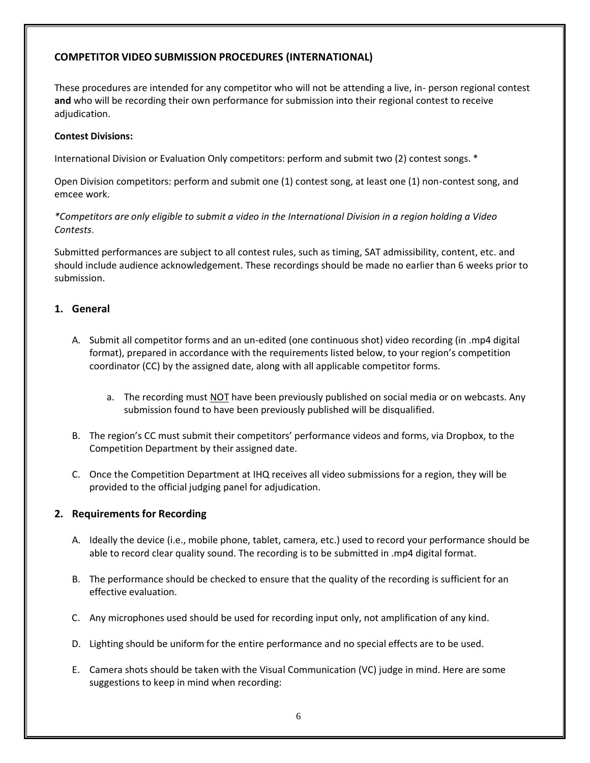## COMPETITOR VIDEO SUBMISSION PROCEDURES (INTERNATIONAL)

These procedures are intended for any competitor who will not be attending a live, in- person regional contest **and** who will be recording their own performance for submission into their regional contest to receive adjudication.

**Contest Divisions:**

International Division or Evaluation Only competitors: perform and submit two (2) contest songs. *

Open Division competitors: perform and submit one (1) contest song, at least one (1) non-contest song, and emcee work.

*\*Competitors are only eligible to submit a video in the International Division in a region holding a Video Contests.*

Submitted performances are subject to all contest rules, such as timing, SAT admissibility, content, etc. and should include audience acknowledgement. These recordings should be made no earlier than 6 weeks prior to submission.

### 1. General

A. Submit all competitor forms and an un-edited (one continuous shot) video recording (in .mp4 digital format), prepared in accordance with the requirements listed below, to your region's competition coordinator (CC) by the assigned date, along with all applicable competitor forms.

   a. The recording must <u>NOT</u> have been previously published on social media or on webcasts. Any submission found to have been previously published will be disqualified.

B. The region's CC must submit their competitors' performance videos and forms, via Dropbox, to the Competition Department by their assigned date.

C. Once the Competition Department at IHQ receives all video submissions for a region, they will be provided to the official judging panel for adjudication.

### 2. Requirements for Recording

A. Ideally the device (i.e., mobile phone, tablet, camera, etc.) used to record your performance should be able to record clear quality sound. The recording is to be submitted in .mp4 digital format.

B. The performance should be checked to ensure that the quality of the recording is sufficient for an effective evaluation.

C. Any microphones used should be used for recording input only, not amplification of any kind.

D. Lighting should be uniform for the entire performance and no special effects are to be used.

E. Camera shots should be taken with the Visual Communication (VC) judge in mind. Here are some suggestions to keep in mind when recording: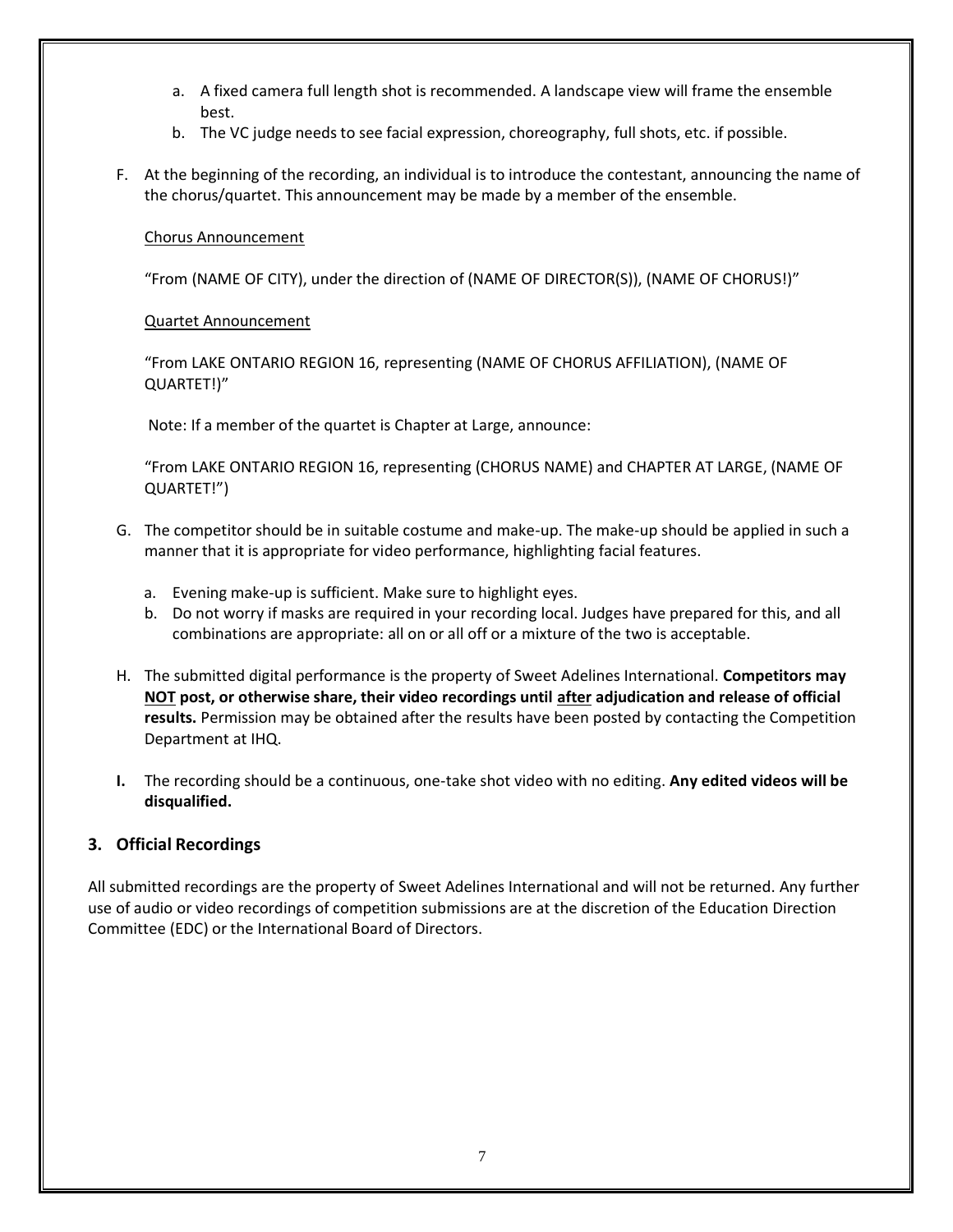a. A fixed camera full length shot is recommended. A landscape view will frame the ensemble best.
   b. The VC judge needs to see facial expression, choreography, full shots, etc. if possible.

F. At the beginning of the recording, an individual is to introduce the contestant, announcing the name of the chorus/quartet. This announcement may be made by a member of the ensemble.

   Chorus Announcement

   "From (NAME OF CITY), under the direction of (NAME OF DIRECTOR(S)), (NAME OF CHORUS!)"

   Quartet Announcement

   "From LAKE ONTARIO REGION 16, representing (NAME OF CHORUS AFFILIATION), (NAME OF QUARTET!)"

   Note: If a member of the quartet is Chapter at Large, announce:

   "From LAKE ONTARIO REGION 16, representing (CHORUS NAME) and CHAPTER AT LARGE, (NAME OF QUARTET!")

G. The competitor should be in suitable costume and make-up. The make-up should be applied in such a manner that it is appropriate for video performance, highlighting facial features.

   a. Evening make-up is sufficient. Make sure to highlight eyes.
   b. Do not worry if masks are required in your recording local. Judges have prepared for this, and all combinations are appropriate: all on or all off or a mixture of the two is acceptable.

H. The submitted digital performance is the property of Sweet Adelines International. **Competitors may NOT post, or otherwise share, their video recordings until after adjudication and release of official results.** Permission may be obtained after the results have been posted by contacting the Competition Department at IHQ.

**I.** The recording should be a continuous, one-take shot video with no editing. **Any edited videos will be disqualified.**

### 3. Official Recordings

All submitted recordings are the property of Sweet Adelines International and will not be returned. Any further use of audio or video recordings of competition submissions are at the discretion of the Education Direction Committee (EDC) or the International Board of Directors.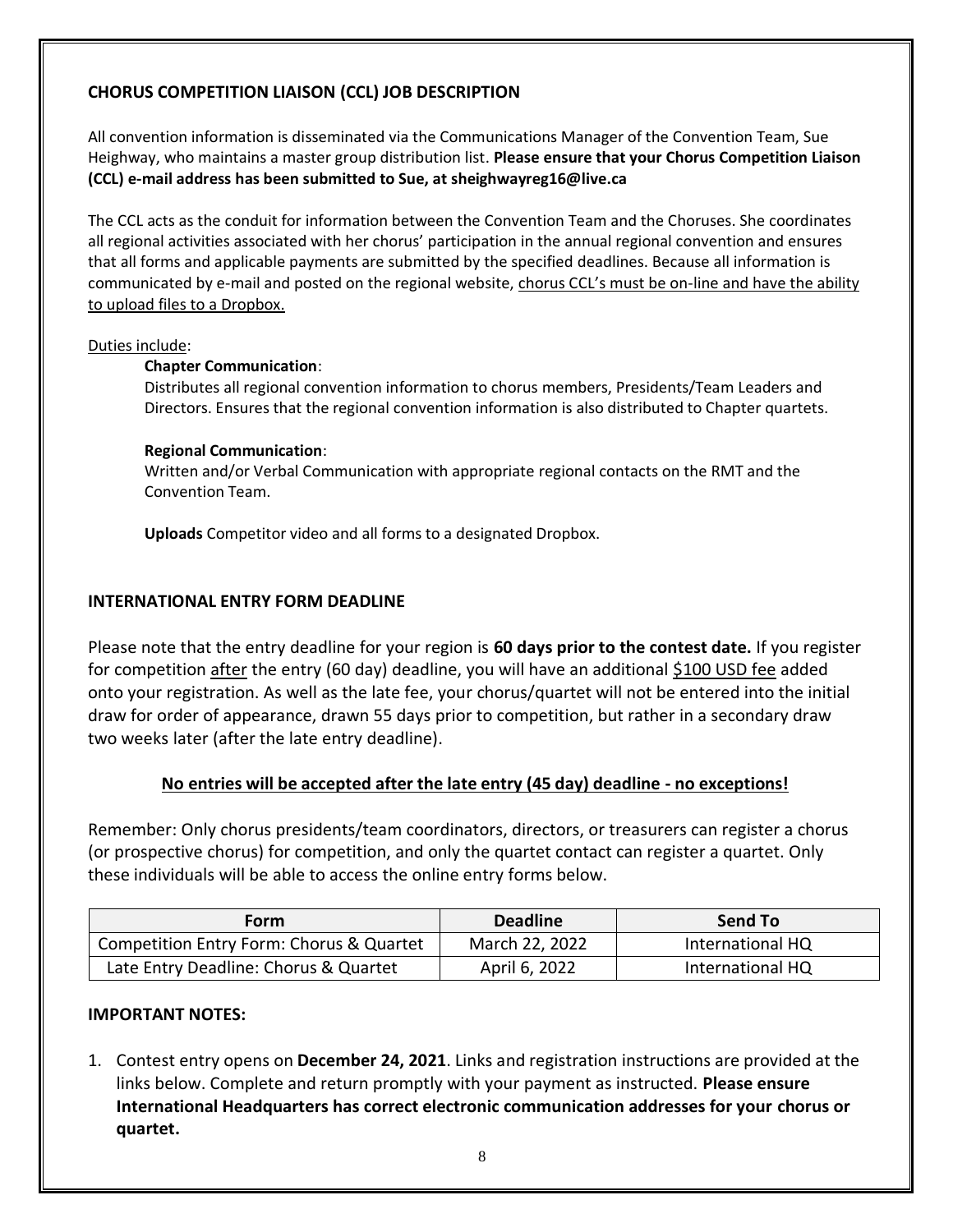## CHORUS COMPETITION LIAISON (CCL) JOB DESCRIPTION

All convention information is disseminated via the Communications Manager of the Convention Team, Sue Heighway, who maintains a master group distribution list. **Please ensure that your Chorus Competition Liaison (CCL) e-mail address has been submitted to Sue, at sheighwayreg16@live.ca**

The CCL acts as the conduit for information between the Convention Team and the Choruses. She coordinates all regional activities associated with her chorus' participation in the annual regional convention and ensures that all forms and applicable payments are submitted by the specified deadlines. Because all information is communicated by e-mail and posted on the regional website, chorus CCL's must be on-line and have the ability to upload files to a Dropbox.

Duties include:

**Chapter Communication**:
Distributes all regional convention information to chorus members, Presidents/Team Leaders and Directors. Ensures that the regional convention information is also distributed to Chapter quartets.

**Regional Communication**:
Written and/or Verbal Communication with appropriate regional contacts on the RMT and the Convention Team.

**Uploads** Competitor video and all forms to a designated Dropbox.

## INTERNATIONAL ENTRY FORM DEADLINE

Please note that the entry deadline for your region is **60 days prior to the contest date.** If you register for competition after the entry (60 day) deadline, you will have an additional $100 USD fee added onto your registration. As well as the late fee, your chorus/quartet will not be entered into the initial draw for order of appearance, drawn 55 days prior to competition, but rather in a secondary draw two weeks later (after the late entry deadline).

**No entries will be accepted after the late entry (45 day) deadline - no exceptions!**

Remember: Only chorus presidents/team coordinators, directors, or treasurers can register a chorus (or prospective chorus) for competition, and only the quartet contact can register a quartet. Only these individuals will be able to access the online entry forms below.

| Form | Deadline | Send To |
|---|---|---|
| Competition Entry Form: Chorus & Quartet | March 22, 2022 | International HQ |
| Late Entry Deadline: Chorus & Quartet | April 6, 2022 | International HQ |

## IMPORTANT NOTES:

1. Contest entry opens on **December 24, 2021**. Links and registration instructions are provided at the links below. Complete and return promptly with your payment as instructed. **Please ensure International Headquarters has correct electronic communication addresses for your chorus or quartet.**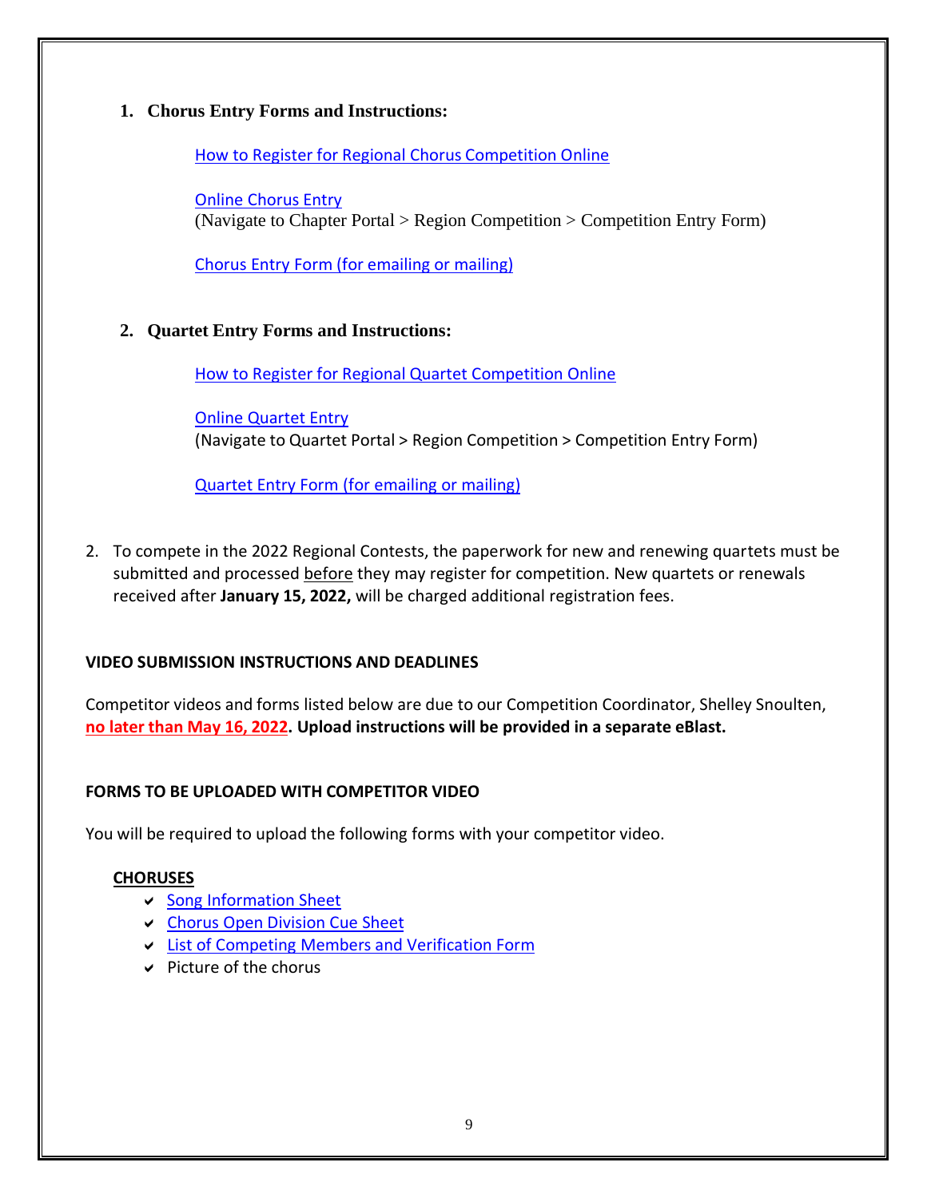1. **Chorus Entry Forms and Instructions:**

   How to Register for Regional Chorus Competition Online

   Online Chorus Entry
   (Navigate to Chapter Portal > Region Competition > Competition Entry Form)

   Chorus Entry Form (for emailing or mailing)

2. **Quartet Entry Forms and Instructions:**

   How to Register for Regional Quartet Competition Online

   Online Quartet Entry
   (Navigate to Quartet Portal > Region Competition > Competition Entry Form)

   Quartet Entry Form (for emailing or mailing)

2. To compete in the 2022 Regional Contests, the paperwork for new and renewing quartets must be submitted and processed before they may register for competition. New quartets or renewals received after **January 15, 2022,** will be charged additional registration fees.

**VIDEO SUBMISSION INSTRUCTIONS AND DEADLINES**

Competitor videos and forms listed below are due to our Competition Coordinator, Shelley Snoulten, **no later than May 16, 2022. Upload instructions will be provided in a separate eBlast.**

**FORMS TO BE UPLOADED WITH COMPETITOR VIDEO**

You will be required to upload the following forms with your competitor video.

**CHORUSES**

- Song Information Sheet
- Chorus Open Division Cue Sheet
- List of Competing Members and Verification Form
- Picture of the chorus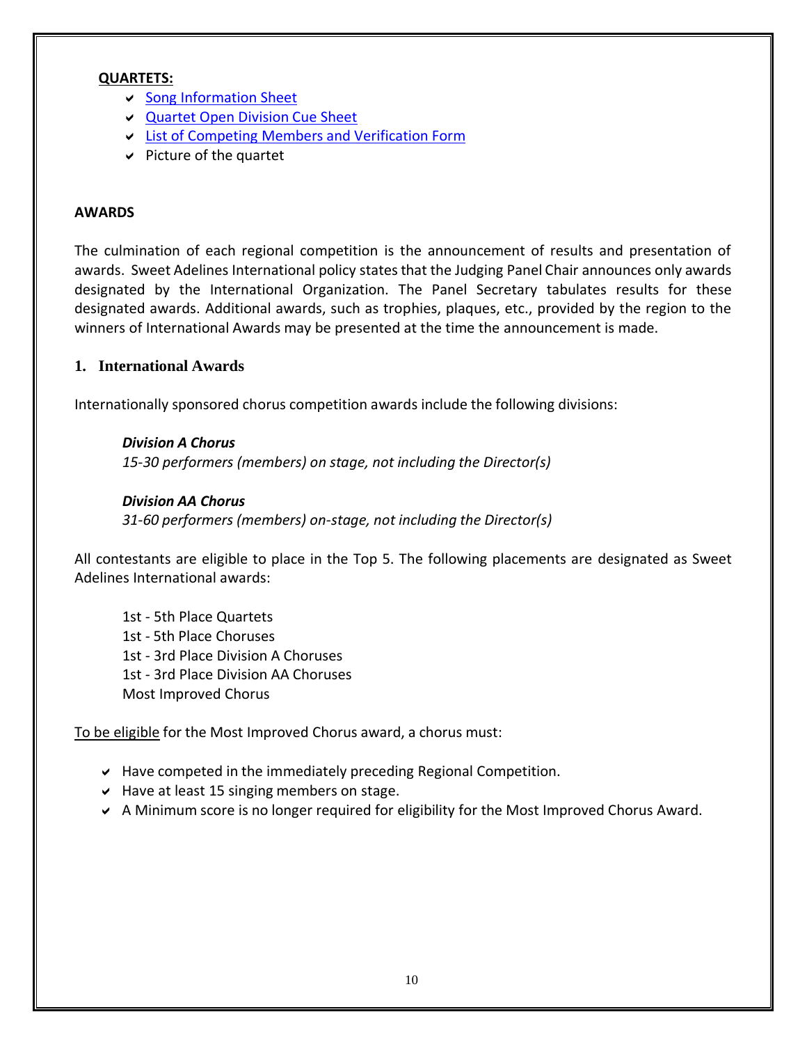**QUARTETS:**

- Song Information Sheet
- Quartet Open Division Cue Sheet
- List of Competing Members and Verification Form
- Picture of the quartet

**AWARDS**

The culmination of each regional competition is the announcement of results and presentation of awards. Sweet Adelines International policy states that the Judging Panel Chair announces only awards designated by the International Organization. The Panel Secretary tabulates results for these designated awards. Additional awards, such as trophies, plaques, etc., provided by the region to the winners of International Awards may be presented at the time the announcement is made.

## 1. International Awards

Internationally sponsored chorus competition awards include the following divisions:

***Division A Chorus***
*15-30 performers (members) on stage, not including the Director(s)*

***Division AA Chorus***
*31-60 performers (members) on-stage, not including the Director(s)*

All contestants are eligible to place in the Top 5. The following placements are designated as Sweet Adelines International awards:

1st - 5th Place Quartets
1st - 5th Place Choruses
1st - 3rd Place Division A Choruses
1st - 3rd Place Division AA Choruses
Most Improved Chorus

To be eligible for the Most Improved Chorus award, a chorus must:

- Have competed in the immediately preceding Regional Competition.
- Have at least 15 singing members on stage.
- A Minimum score is no longer required for eligibility for the Most Improved Chorus Award.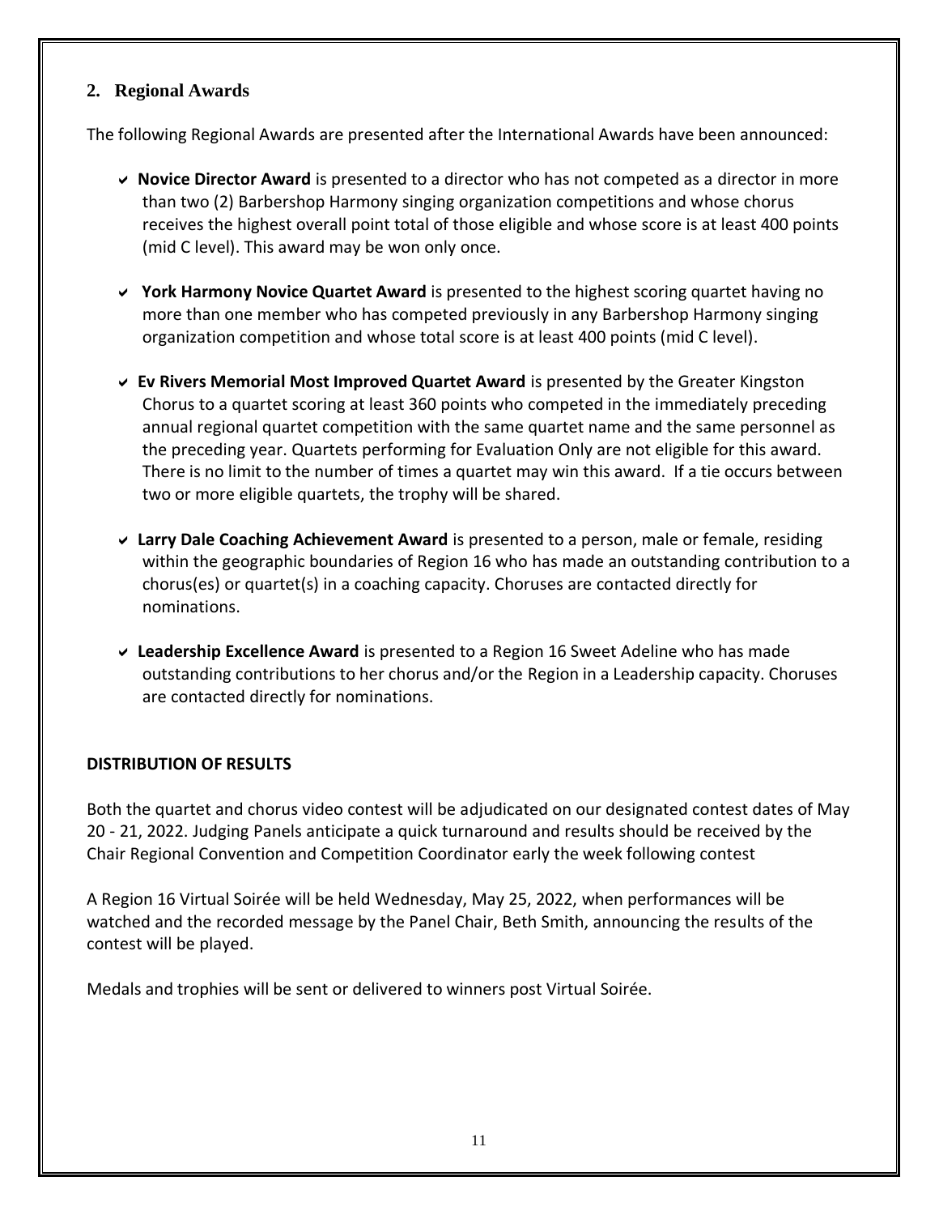## 2. Regional Awards

The following Regional Awards are presented after the International Awards have been announced:

- **Novice Director Award** is presented to a director who has not competed as a director in more than two (2) Barbershop Harmony singing organization competitions and whose chorus receives the highest overall point total of those eligible and whose score is at least 400 points (mid C level). This award may be won only once.
- **York Harmony Novice Quartet Award** is presented to the highest scoring quartet having no more than one member who has competed previously in any Barbershop Harmony singing organization competition and whose total score is at least 400 points (mid C level).
- **Ev Rivers Memorial Most Improved Quartet Award** is presented by the Greater Kingston Chorus to a quartet scoring at least 360 points who competed in the immediately preceding annual regional quartet competition with the same quartet name and the same personnel as the preceding year. Quartets performing for Evaluation Only are not eligible for this award. There is no limit to the number of times a quartet may win this award. If a tie occurs between two or more eligible quartets, the trophy will be shared.
- **Larry Dale Coaching Achievement Award** is presented to a person, male or female, residing within the geographic boundaries of Region 16 who has made an outstanding contribution to a chorus(es) or quartet(s) in a coaching capacity. Choruses are contacted directly for nominations.
- **Leadership Excellence Award** is presented to a Region 16 Sweet Adeline who has made outstanding contributions to her chorus and/or the Region in a Leadership capacity. Choruses are contacted directly for nominations.

**DISTRIBUTION OF RESULTS**

Both the quartet and chorus video contest will be adjudicated on our designated contest dates of May 20 - 21, 2022. Judging Panels anticipate a quick turnaround and results should be received by the Chair Regional Convention and Competition Coordinator early the week following contest

A Region 16 Virtual Soirée will be held Wednesday, May 25, 2022, when performances will be watched and the recorded message by the Panel Chair, Beth Smith, announcing the results of the contest will be played.

Medals and trophies will be sent or delivered to winners post Virtual Soirée.